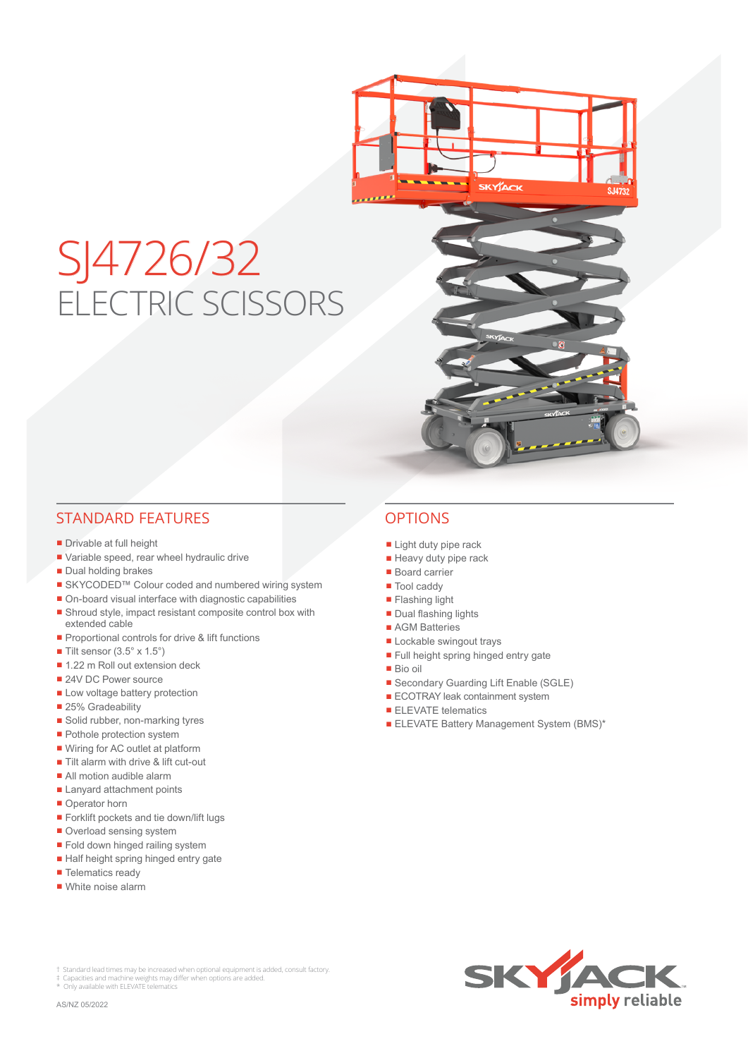# SJ4726/32
## ELECTRIC SCISSORS

## STANDARD FEATURES

- Drivable at full height
- Variable speed, rear wheel hydraulic drive
- Dual holding brakes
- SKYCODED™ Colour coded and numbered wiring system
- On-board visual interface with diagnostic capabilities
- Shroud style, impact resistant composite control box with extended cable
- Proportional controls for drive & lift functions
- Tilt sensor (3.5° x 1.5°)
- 1.22 m Roll out extension deck
- 24V DC Power source
- Low voltage battery protection
- 25% Gradeability
- Solid rubber, non-marking tyres
- Pothole protection system
- Wiring for AC outlet at platform
- Tilt alarm with drive & lift cut-out
- All motion audible alarm
- Lanyard attachment points
- Operator horn
- Forklift pockets and tie down/lift lugs
- Overload sensing system
- Fold down hinged railing system
- Half height spring hinged entry gate
- Telematics ready
- White noise alarm

## OPTIONS

- Light duty pipe rack
- Heavy duty pipe rack
- Board carrier
- Tool caddy
- Flashing light
- Dual flashing lights
- AGM Batteries
- Lockable swingout trays
- Full height spring hinged entry gate
- Bio oil
- Secondary Guarding Lift Enable (SGLE)
- ECOTRAY leak containment system
- ELEVATE telematics
- ELEVATE Battery Management System (BMS)*

† Standard lead times may be increased when optional equipment is added, consult factory.
‡ Capacities and machine weights may differ when options are added.
\* Only available with ELEVATE telematics

AS/NZ 05/2022

SKYJACK simply reliable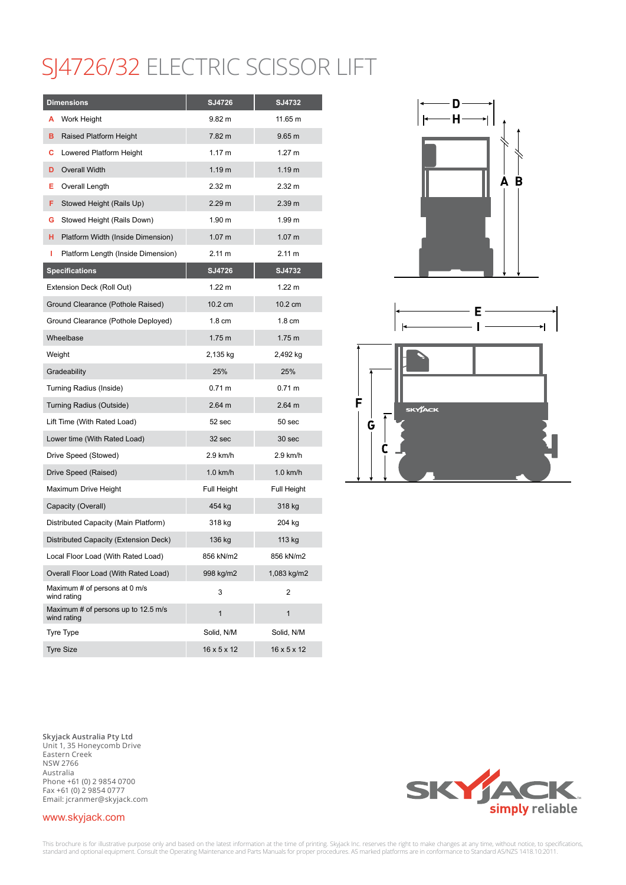# SJ4726/32 ELECTRIC SCISSOR LIFT

| Dimensions | SJ4726 | SJ4732 |
|---|---|---|
| A Work Height | 9.82 m | 11.65 m |
| B Raised Platform Height | 7.82 m | 9.65 m |
| C Lowered Platform Height | 1.17 m | 1.27 m |
| D Overall Width | 1.19 m | 1.19 m |
| E Overall Length | 2.32 m | 2.32 m |
| F Stowed Height (Rails Up) | 2.29 m | 2.39 m |
| G Stowed Height (Rails Down) | 1.90 m | 1.99 m |
| H Platform Width (Inside Dimension) | 1.07 m | 1.07 m |
| I Platform Length (Inside Dimension) | 2.11 m | 2.11 m |
| **Specifications** | **SJ4726** | **SJ4732** |
| Extension Deck (Roll Out) | 1.22 m | 1.22 m |
| Ground Clearance (Pothole Raised) | 10.2 cm | 10.2 cm |
| Ground Clearance (Pothole Deployed) | 1.8 cm | 1.8 cm |
| Wheelbase | 1.75 m | 1.75 m |
| Weight | 2,135 kg | 2,492 kg |
| Gradeability | 25% | 25% |
| Turning Radius (Inside) | 0.71 m | 0.71 m |
| Turning Radius (Outside) | 2.64 m | 2.64 m |
| Lift Time (With Rated Load) | 52 sec | 50 sec |
| Lower time (With Rated Load) | 32 sec | 30 sec |
| Drive Speed (Stowed) | 2.9 km/h | 2.9 km/h |
| Drive Speed (Raised) | 1.0 km/h | 1.0 km/h |
| Maximum Drive Height | Full Height | Full Height |
| Capacity (Overall) | 454 kg | 318 kg |
| Distributed Capacity (Main Platform) | 318 kg | 204 kg |
| Distributed Capacity (Extension Deck) | 136 kg | 113 kg |
| Local Floor Load (With Rated Load) | 856 kN/m2 | 856 kN/m2 |
| Overall Floor Load (With Rated Load) | 998 kg/m2 | 1,083 kg/m2 |
| Maximum # of persons at 0 m/s wind rating | 3 | 2 |
| Maximum # of persons up to 12.5 m/s wind rating | 1 | 1 |
| Tyre Type | Solid, N/M | Solid, N/M |
| Tyre Size | 16 x 5 x 12 | 16 x 5 x 12 |

D
H
A B
E
I
F
G
C
SKYJACK

**Skyjack Australia Pty Ltd**
Unit 1, 35 Honeycomb Drive
Eastern Creek
NSW 2766
Australia
Phone +61 (0) 2 9854 0700
Fax +61 (0) 2 9854 0777
Email: jcranmer@skyjack.com

www.skyjack.com

SKYJACK simply reliable

This brochure is for illustrative purpose only and based on the latest information at the time of printing. Skyjack Inc. reserves the right to make changes at any time, without notice, to specifications, standard and optional equipment. Consult the Operating Maintenance and Parts Manuals for proper procedures. AS marked platforms are in conformance to Standard AS/NZS 1418.10:2011.